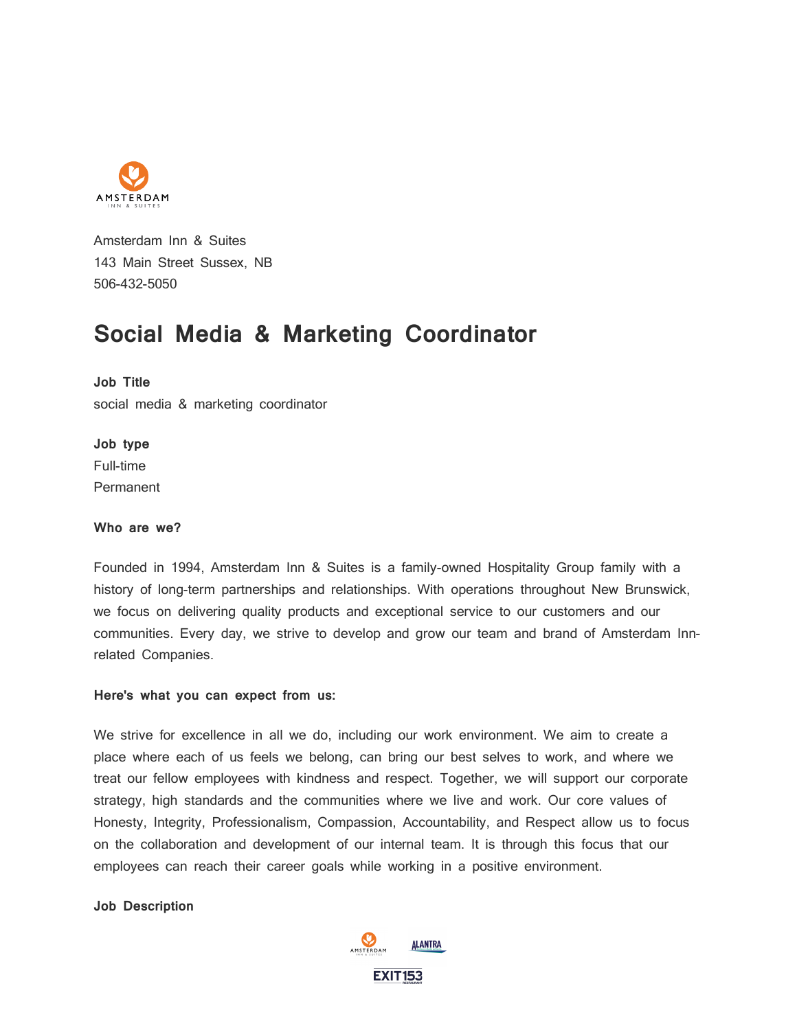Amsterdam Inn & Suites
143 Main Street Sussex, NB
506-432-5050

# Social Media & Marketing Coordinator

**Job Title**
social media & marketing coordinator

**Job type**
Full-time
Permanent

**Who are we?**

Founded in 1994, Amsterdam Inn & Suites is a family-owned Hospitality Group family with a history of long-term partnerships and relationships. With operations throughout New Brunswick, we focus on delivering quality products and exceptional service to our customers and our communities. Every day, we strive to develop and grow our team and brand of Amsterdam Inn-related Companies.

**Here's what you can expect from us:**

We strive for excellence in all we do, including our work environment. We aim to create a place where each of us feels we belong, can bring our best selves to work, and where we treat our fellow employees with kindness and respect. Together, we will support our corporate strategy, high standards and the communities where we live and work. Our core values of Honesty, Integrity, Professionalism, Compassion, Accountability, and Respect allow us to focus on the collaboration and development of our internal team. It is through this focus that our employees can reach their career goals while working in a positive environment.

**Job Description**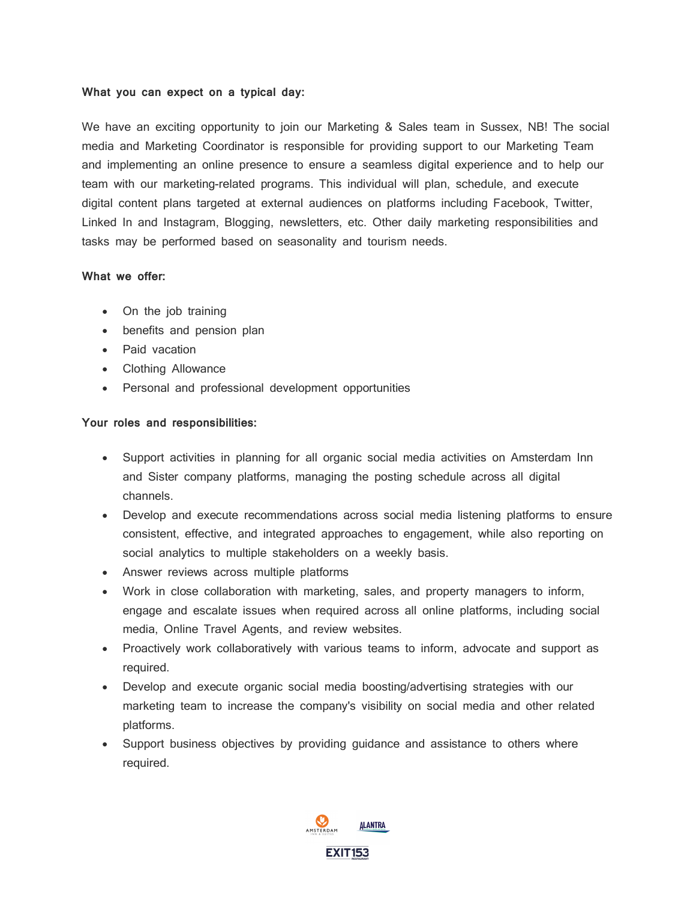**What you can expect on a typical day:**

We have an exciting opportunity to join our Marketing & Sales team in Sussex, NB! The social media and Marketing Coordinator is responsible for providing support to our Marketing Team and implementing an online presence to ensure a seamless digital experience and to help our team with our marketing-related programs. This individual will plan, schedule, and execute digital content plans targeted at external audiences on platforms including Facebook, Twitter, Linked In and Instagram, Blogging, newsletters, etc. Other daily marketing responsibilities and tasks may be performed based on seasonality and tourism needs.

**What we offer:**

- On the job training
- benefits and pension plan
- Paid vacation
- Clothing Allowance
- Personal and professional development opportunities

**Your roles and responsibilities:**

- Support activities in planning for all organic social media activities on Amsterdam Inn and Sister company platforms, managing the posting schedule across all digital channels.
- Develop and execute recommendations across social media listening platforms to ensure consistent, effective, and integrated approaches to engagement, while also reporting on social analytics to multiple stakeholders on a weekly basis.
- Answer reviews across multiple platforms
- Work in close collaboration with marketing, sales, and property managers to inform, engage and escalate issues when required across all online platforms, including social media, Online Travel Agents, and review websites.
- Proactively work collaboratively with various teams to inform, advocate and support as required.
- Develop and execute organic social media boosting/advertising strategies with our marketing team to increase the company's visibility on social media and other related platforms.
- Support business objectives by providing guidance and assistance to others where required.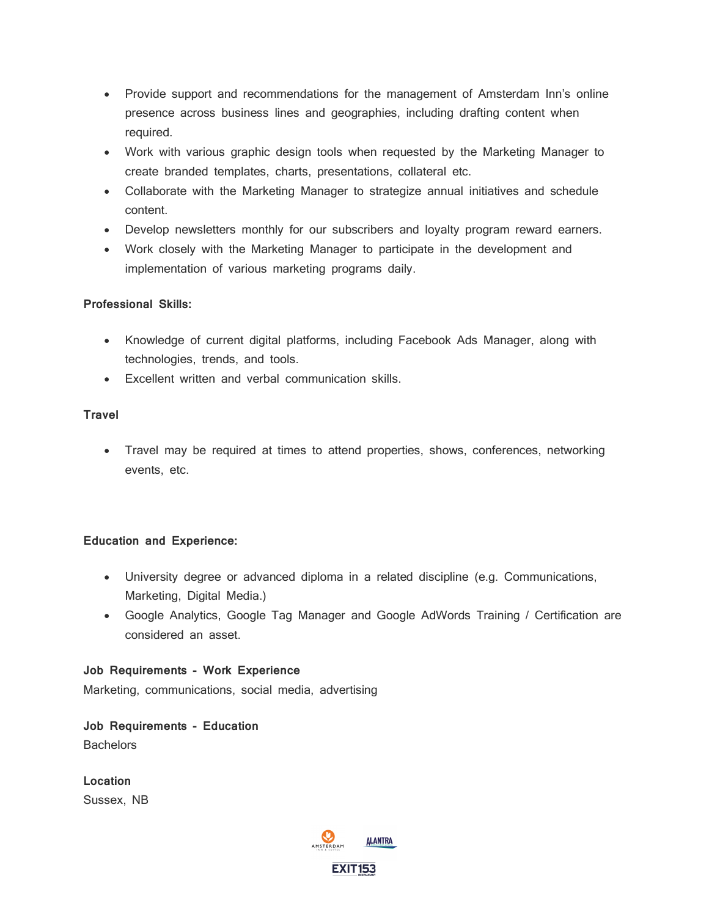- Provide support and recommendations for the management of Amsterdam Inn's online presence across business lines and geographies, including drafting content when required.
- Work with various graphic design tools when requested by the Marketing Manager to create branded templates, charts, presentations, collateral etc.
- Collaborate with the Marketing Manager to strategize annual initiatives and schedule content.
- Develop newsletters monthly for our subscribers and loyalty program reward earners.
- Work closely with the Marketing Manager to participate in the development and implementation of various marketing programs daily.

**Professional Skills:**

- Knowledge of current digital platforms, including Facebook Ads Manager, along with technologies, trends, and tools.
- Excellent written and verbal communication skills.

**Travel**

- Travel may be required at times to attend properties, shows, conferences, networking events, etc.

**Education and Experience:**

- University degree or advanced diploma in a related discipline (e.g. Communications, Marketing, Digital Media.)
- Google Analytics, Google Tag Manager and Google AdWords Training / Certification are considered an asset.

**Job Requirements - Work Experience**

Marketing, communications, social media, advertising

**Job Requirements - Education**

Bachelors

**Location**

Sussex, NB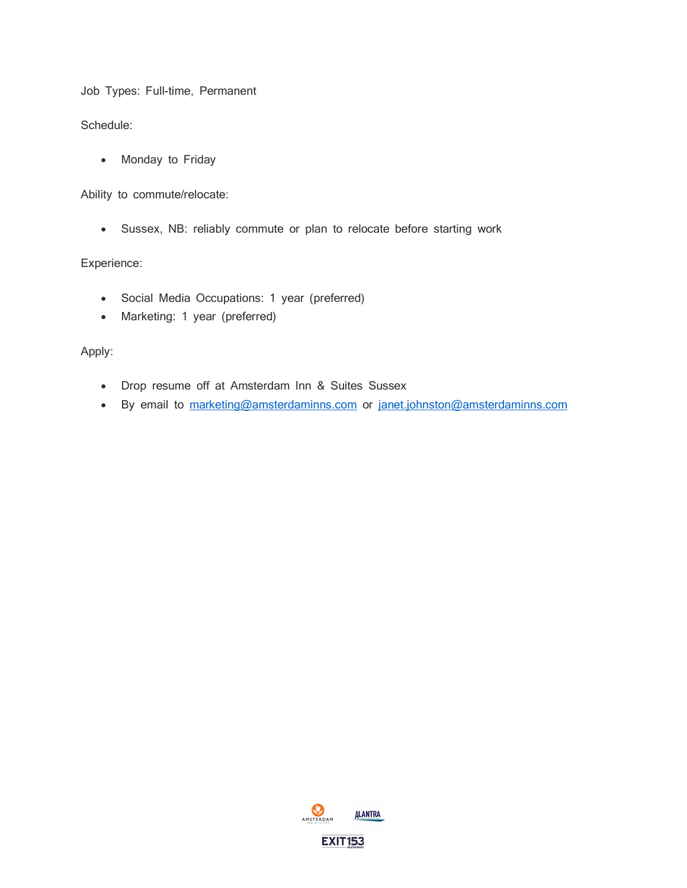Job Types: Full-time, Permanent

Schedule:

- Monday to Friday

Ability to commute/relocate:

- Sussex, NB: reliably commute or plan to relocate before starting work

Experience:

- Social Media Occupations: 1 year (preferred)
- Marketing: 1 year (preferred)

Apply:

- Drop resume off at Amsterdam Inn & Suites Sussex
- By email to marketing@amsterdaminns.com or janet.johnston@amsterdaminns.com